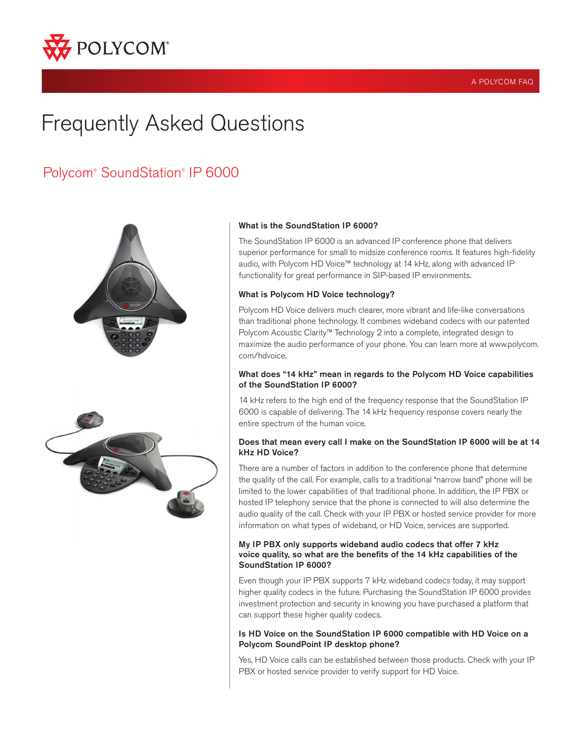POLYCOM®

A POLYCOM FAQ

# Frequently Asked Questions

## Polycom® SoundStation® IP 6000

### What is the SoundStation IP 6000?

The SoundStation IP 6000 is an advanced IP conference phone that delivers superior performance for small to midsize conference rooms. It features high-fidelity audio, with Polycom HD Voice™ technology at 14 kHz, along with advanced IP functionality for great performance in SIP-based IP environments.

### What is Polycom HD Voice technology?

Polycom HD Voice delivers much clearer, more vibrant and life-like conversations than traditional phone technology. It combines wideband codecs with our patented Polycom Acoustic Clarity™ Technology 2 into a complete, integrated design to maximize the audio performance of your phone. You can learn more at www.polycom.com/hdvoice.

### What does "14 kHz" mean in regards to the Polycom HD Voice capabilities of the SoundStation IP 6000?

14 kHz refers to the high end of the frequency response that the SoundStation IP 6000 is capable of delivering. The 14 kHz frequency response covers nearly the entire spectrum of the human voice.

### Does that mean every call I make on the SoundStation IP 6000 will be at 14 kHz HD Voice?

There are a number of factors in addition to the conference phone that determine the quality of the call. For example, calls to a traditional "narrow band" phone will be limited to the lower capabilities of that traditional phone. In addition, the IP PBX or hosted IP telephony service that the phone is connected to will also determine the audio quality of the call. Check with your IP PBX or hosted service provider for more information on what types of wideband, or HD Voice, services are supported.

### My IP PBX only supports wideband audio codecs that offer 7 kHz voice quality, so what are the benefits of the 14 kHz capabilities of the SoundStation IP 6000?

Even though your IP PBX supports 7 kHz wideband codecs today, it may support higher quality codecs in the future. Purchasing the SoundStation IP 6000 provides investment protection and security in knowing you have purchased a platform that can support these higher quality codecs.

### Is HD Voice on the SoundStation IP 6000 compatible with HD Voice on a Polycom SoundPoint IP desktop phone?

Yes, HD Voice calls can be established between those products. Check with your IP PBX or hosted service provider to verify support for HD Voice.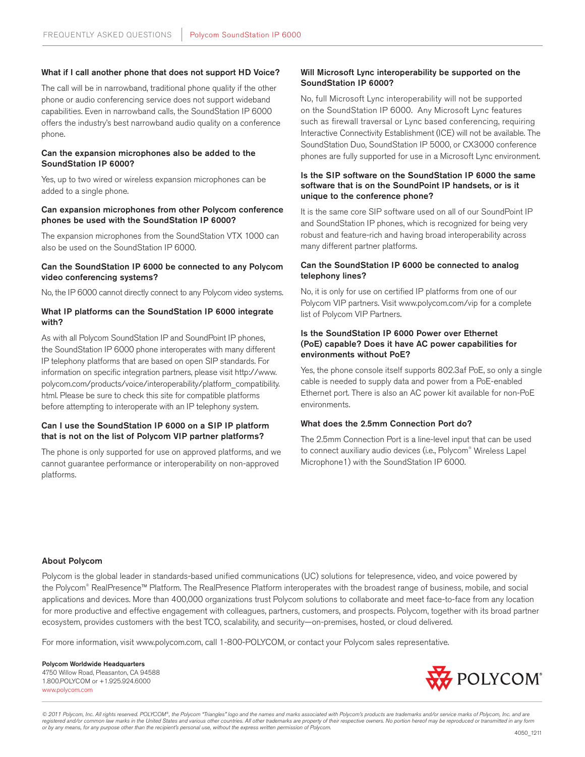### What if I call another phone that does not support HD Voice?

The call will be in narrowband, traditional phone quality if the other phone or audio conferencing service does not support wideband capabilities. Even in narrowband calls, the SoundStation IP 6000 offers the industry's best narrowband audio quality on a conference phone.

### Can the expansion microphones also be added to the SoundStation IP 6000?

Yes, up to two wired or wireless expansion microphones can be added to a single phone.

### Can expansion microphones from other Polycom conference phones be used with the SoundStation IP 6000?

The expansion microphones from the SoundStation VTX 1000 can also be used on the SoundStation IP 6000.

### Can the SoundStation IP 6000 be connected to any Polycom video conferencing systems?

No, the IP 6000 cannot directly connect to any Polycom video systems.

### What IP platforms can the SoundStation IP 6000 integrate with?

As with all Polycom SoundStation IP and SoundPoint IP phones, the SoundStation IP 6000 phone interoperates with many different IP telephony platforms that are based on open SIP standards. For information on specific integration partners, please visit http://www.polycom.com/products/voice/interoperability/platform_compatibility.html. Please be sure to check this site for compatible platforms before attempting to interoperate with an IP telephony system.

### Can I use the SoundStation IP 6000 on a SIP IP platform that is not on the list of Polycom VIP partner platforms?

The phone is only supported for use on approved platforms, and we cannot guarantee performance or interoperability on non-approved platforms.

### Will Microsoft Lync interoperability be supported on the SoundStation IP 6000?

No, full Microsoft Lync interoperability will not be supported on the SoundStation IP 6000. Any Microsoft Lync features such as firewall traversal or Lync based conferencing, requiring Interactive Connectivity Establishment (ICE) will not be available. The SoundStation Duo, SoundStation IP 5000, or CX3000 conference phones are fully supported for use in a Microsoft Lync environment.

### Is the SIP software on the SoundStation IP 6000 the same software that is on the SoundPoint IP handsets, or is it unique to the conference phone?

It is the same core SIP software used on all of our SoundPoint IP and SoundStation IP phones, which is recognized for being very robust and feature-rich and having broad interoperability across many different partner platforms.

### Can the SoundStation IP 6000 be connected to analog telephony lines?

No, it is only for use on certified IP platforms from one of our Polycom VIP partners. Visit www.polycom.com/vip for a complete list of Polycom VIP Partners.

### Is the SoundStation IP 6000 Power over Ethernet (PoE) capable? Does it have AC power capabilities for environments without PoE?

Yes, the phone console itself supports 802.3af PoE, so only a single cable is needed to supply data and power from a PoE-enabled Ethernet port. There is also an AC power kit available for non-PoE environments.

### What does the 2.5mm Connection Port do?

The 2.5mm Connection Port is a line-level input that can be used to connect auxiliary audio devices (i.e., Polycom® Wireless Lapel Microphone1) with the SoundStation IP 6000.

### About Polycom

Polycom is the global leader in standards-based unified communications (UC) solutions for telepresence, video, and voice powered by the Polycom® RealPresence™ Platform. The RealPresence Platform interoperates with the broadest range of business, mobile, and social applications and devices. More than 400,000 organizations trust Polycom solutions to collaborate and meet face-to-face from any location for more productive and effective engagement with colleagues, partners, customers, and prospects. Polycom, together with its broad partner ecosystem, provides customers with the best TCO, scalability, and security—on-premises, hosted, or cloud delivered.

For more information, visit www.polycom.com, call 1-800-POLYCOM, or contact your Polycom sales representative.

**Polycom Worldwide Headquarters**
4750 Willow Road, Pleasanton, CA 94588
1.800.POLYCOM or +1.925.924.6000
www.polycom.com

POLYCOM®

*© 2011 Polycom, Inc. All rights reserved. POLYCOM®, the Polycom "Triangles" logo and the names and marks associated with Polycom's products are trademarks and/or service marks of Polycom, Inc. and are registered and/or common law marks in the United States and various other countries. All other trademarks are property of their respective owners. No portion hereof may be reproduced or transmitted in any form or by any means, for any purpose other than the recipient's personal use, without the express written permission of Polycom.*

4050_1211